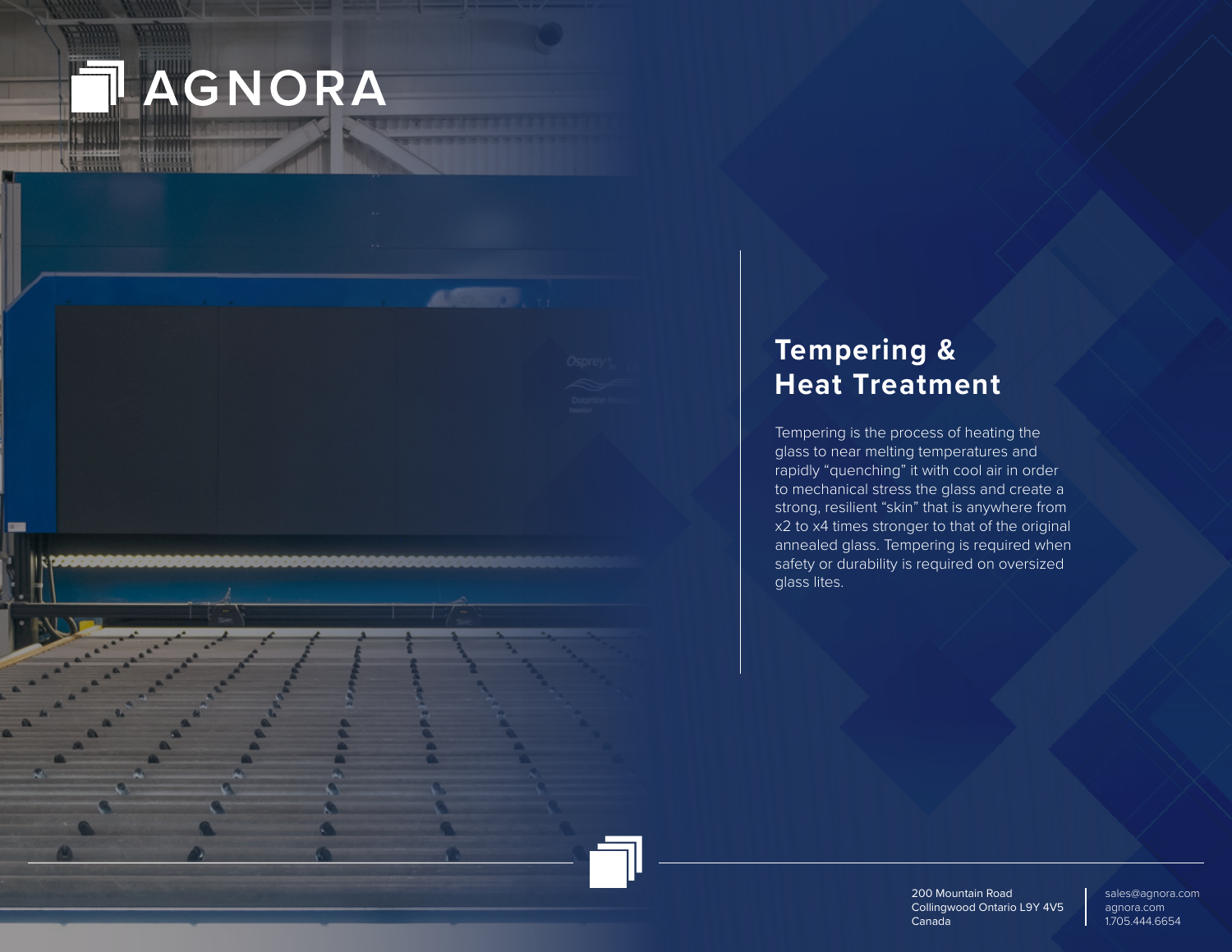# AGNORA

## Tempering & Heat Treatment

Tempering is the process of heating the glass to near melting temperatures and rapidly "quenching" it with cool air in order to mechanical stress the glass and create a strong, resilient "skin" that is anywhere from x2 to x4 times stronger to that of the original annealed glass. Tempering is required when safety or durability is required on oversized glass lites.

200 Mountain Road
Collingwood Ontario L9Y 4V5
Canada

sales@agnora.com
agnora.com
1.705.444.6654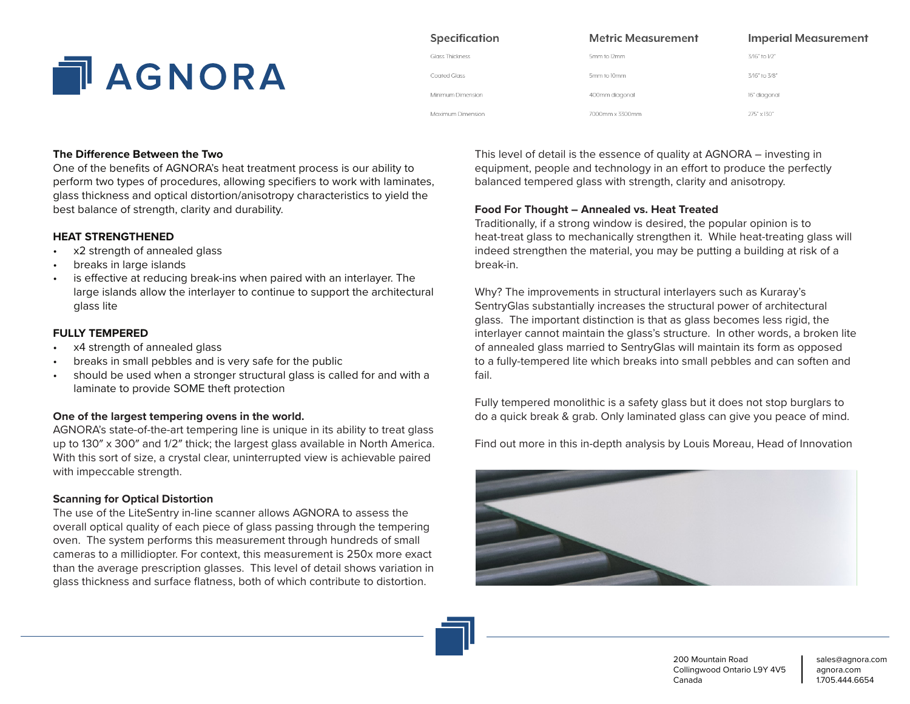# AGNORA

| Specification | Metric Measurement | Imperial Measurement |
| --- | --- | --- |
| Glass Thickness | 5mm to 12mm | 3/16" to 1/2" |
| Coated Glass | 5mm to 10mm | 3/16" to 3/8" |
| Minimum Dimension | 400mm diagonal | 16" diagonal |
| Maximum Dimension | 7000mm x 3300mm | 275" x 130" |

**The Difference Between the Two**

One of the benefits of AGNORA's heat treatment process is our ability to perform two types of procedures, allowing specifiers to work with laminates, glass thickness and optical distortion/anisotropy characteristics to yield the best balance of strength, clarity and durability.

**HEAT STRENGTHENED**

- x2 strength of annealed glass
- breaks in large islands
- is effective at reducing break-ins when paired with an interlayer. The large islands allow the interlayer to continue to support the architectural glass lite

**FULLY TEMPERED**

- x4 strength of annealed glass
- breaks in small pebbles and is very safe for the public
- should be used when a stronger structural glass is called for and with a laminate to provide SOME theft protection

**One of the largest tempering ovens in the world.**

AGNORA's state-of-the-art tempering line is unique in its ability to treat glass up to 130″ x 300″ and 1/2″ thick; the largest glass available in North America. With this sort of size, a crystal clear, uninterrupted view is achievable paired with impeccable strength.

**Scanning for Optical Distortion**

The use of the LiteSentry in-line scanner allows AGNORA to assess the overall optical quality of each piece of glass passing through the tempering oven. The system performs this measurement through hundreds of small cameras to a millidiopter. For context, this measurement is 250x more exact than the average prescription glasses. This level of detail shows variation in glass thickness and surface flatness, both of which contribute to distortion.

This level of detail is the essence of quality at AGNORA – investing in equipment, people and technology in an effort to produce the perfectly balanced tempered glass with strength, clarity and anisotropy.

**Food For Thought – Annealed vs. Heat Treated**

Traditionally, if a strong window is desired, the popular opinion is to heat-treat glass to mechanically strengthen it. While heat-treating glass will indeed strengthen the material, you may be putting a building at risk of a break-in.

Why? The improvements in structural interlayers such as Kuraray's SentryGlas substantially increases the structural power of architectural glass. The important distinction is that as glass becomes less rigid, the interlayer cannot maintain the glass's structure. In other words, a broken lite of annealed glass married to SentryGlas will maintain its form as opposed to a fully-tempered lite which breaks into small pebbles and can soften and fail.

Fully tempered monolithic is a safety glass but it does not stop burglars to do a quick break & grab. Only laminated glass can give you peace of mind.

Find out more in this in-depth analysis by Louis Moreau, Head of Innovation

200 Mountain Road
Collingwood Ontario L9Y 4V5
Canada

sales@agnora.com
agnora.com
1.705.444.6654